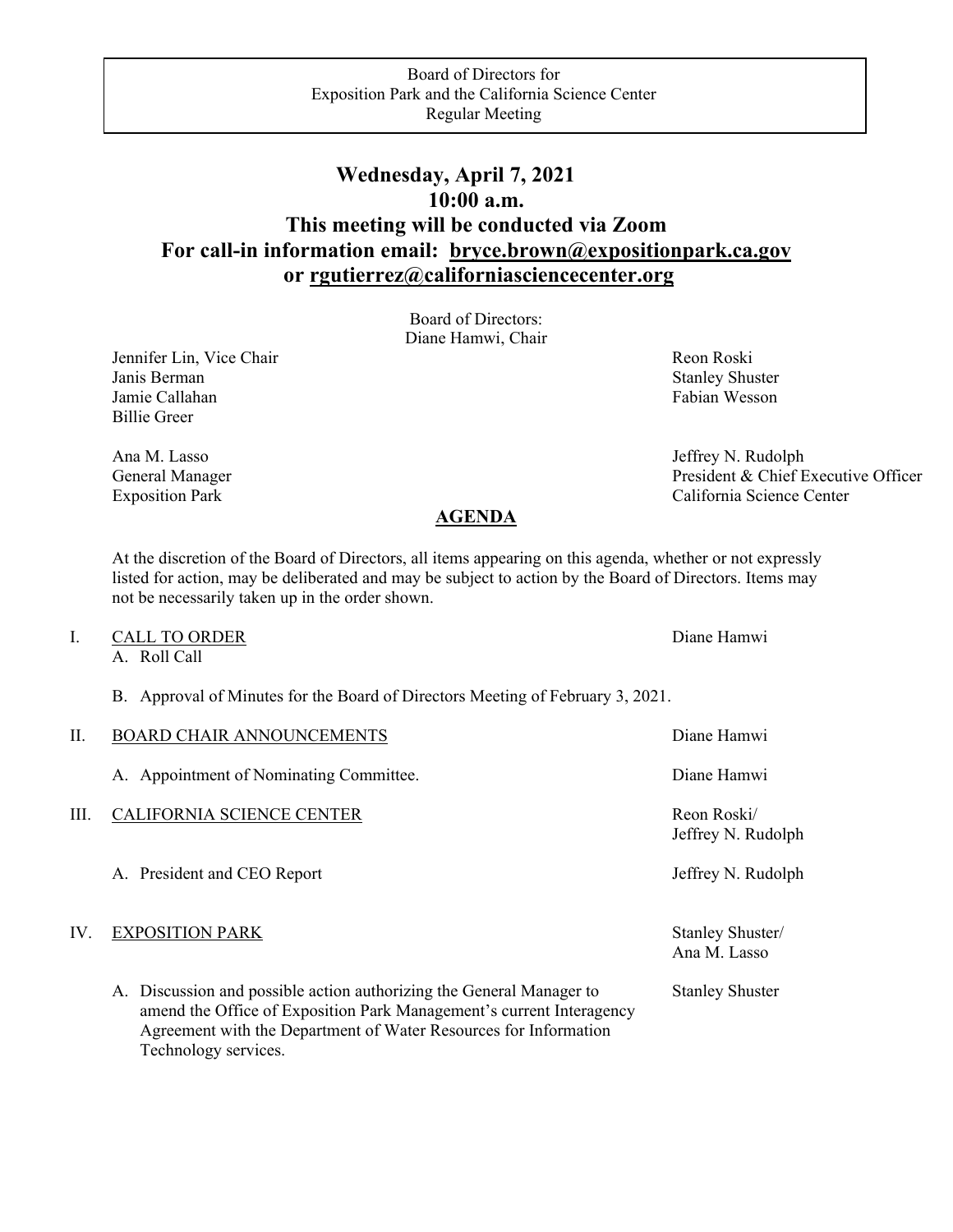Board of Directors for
Exposition Park and the California Science Center
Regular Meeting

# Wednesday, April 7, 2021
# 10:00 a.m.
# This meeting will be conducted via Zoom
# For call-in information email: bryce.brown@expositionpark.ca.gov or rgutierrez@californiasciencecenter.org

Board of Directors:
Diane Hamwi, Chair

Jennifer Lin, Vice Chair
Janis Berman
Jamie Callahan
Billie Greer
Reon Roski
Stanley Shuster
Fabian Wesson

Ana M. Lasso
General Manager
Exposition Park

Jeffrey N. Rudolph
President & Chief Executive Officer
California Science Center

## AGENDA

At the discretion of the Board of Directors, all items appearing on this agenda, whether or not expressly listed for action, may be deliberated and may be subject to action by the Board of Directors. Items may not be necessarily taken up in the order shown.

I. CALL TO ORDER — Diane Hamwi
   A. Roll Call

   B. Approval of Minutes for the Board of Directors Meeting of February 3, 2021.

II. BOARD CHAIR ANNOUNCEMENTS — Diane Hamwi

   A. Appointment of Nominating Committee. — Diane Hamwi

III. CALIFORNIA SCIENCE CENTER — Reon Roski/ Jeffrey N. Rudolph

   A. President and CEO Report — Jeffrey N. Rudolph

IV. EXPOSITION PARK — Stanley Shuster/ Ana M. Lasso

   A. Discussion and possible action authorizing the General Manager to amend the Office of Exposition Park Management's current Interagency Agreement with the Department of Water Resources for Information Technology services. — Stanley Shuster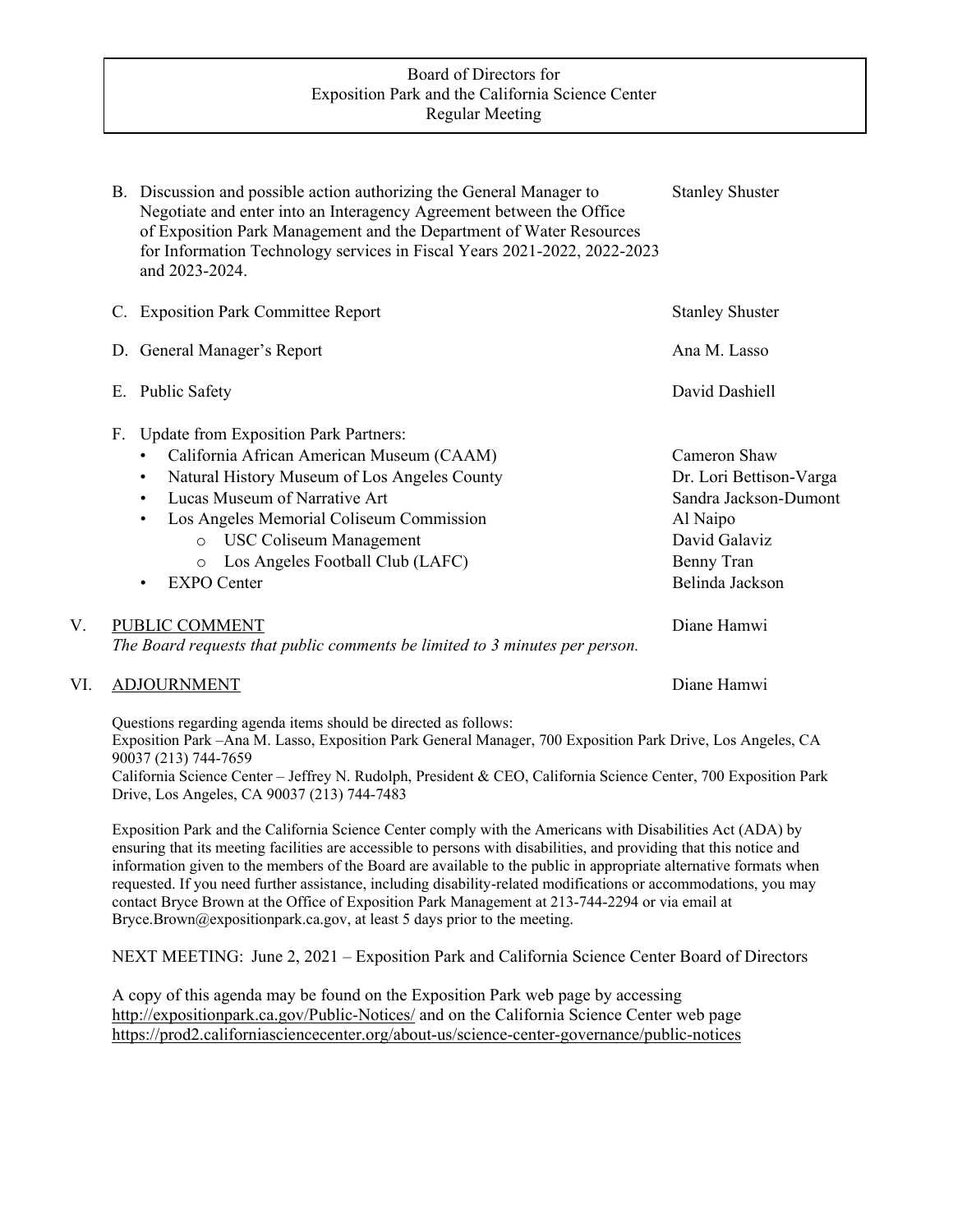Board of Directors for
Exposition Park and the California Science Center
Regular Meeting

B. Discussion and possible action authorizing the General Manager to Negotiate and enter into an Interagency Agreement between the Office of Exposition Park Management and the Department of Water Resources for Information Technology services in Fiscal Years 2021-2022, 2022-2023 and 2023-2024. — Stanley Shuster

C. Exposition Park Committee Report — Stanley Shuster

D. General Manager's Report — Ana M. Lasso

E. Public Safety — David Dashiell

F. Update from Exposition Park Partners:
- California African American Museum (CAAM) — Cameron Shaw
- Natural History Museum of Los Angeles County — Dr. Lori Bettison-Varga
- Lucas Museum of Narrative Art — Sandra Jackson-Dumont
- Los Angeles Memorial Coliseum Commission — Al Naipo
    - USC Coliseum Management — David Galaviz
    - Los Angeles Football Club (LAFC) — Benny Tran
- EXPO Center — Belinda Jackson

V. PUBLIC COMMENT — Diane Hamwi
*The Board requests that public comments be limited to 3 minutes per person.*

VI. ADJOURNMENT — Diane Hamwi

Questions regarding agenda items should be directed as follows:
Exposition Park –Ana M. Lasso, Exposition Park General Manager, 700 Exposition Park Drive, Los Angeles, CA 90037 (213) 744-7659
California Science Center – Jeffrey N. Rudolph, President & CEO, California Science Center, 700 Exposition Park Drive, Los Angeles, CA 90037 (213) 744-7483

Exposition Park and the California Science Center comply with the Americans with Disabilities Act (ADA) by ensuring that its meeting facilities are accessible to persons with disabilities, and providing that this notice and information given to the members of the Board are available to the public in appropriate alternative formats when requested. If you need further assistance, including disability-related modifications or accommodations, you may contact Bryce Brown at the Office of Exposition Park Management at 213-744-2294 or via email at Bryce.Brown@expositionpark.ca.gov, at least 5 days prior to the meeting.

NEXT MEETING: June 2, 2021 – Exposition Park and California Science Center Board of Directors

A copy of this agenda may be found on the Exposition Park web page by accessing http://expositionpark.ca.gov/Public-Notices/ and on the California Science Center web page https://prod2.californiasciencecenter.org/about-us/science-center-governance/public-notices